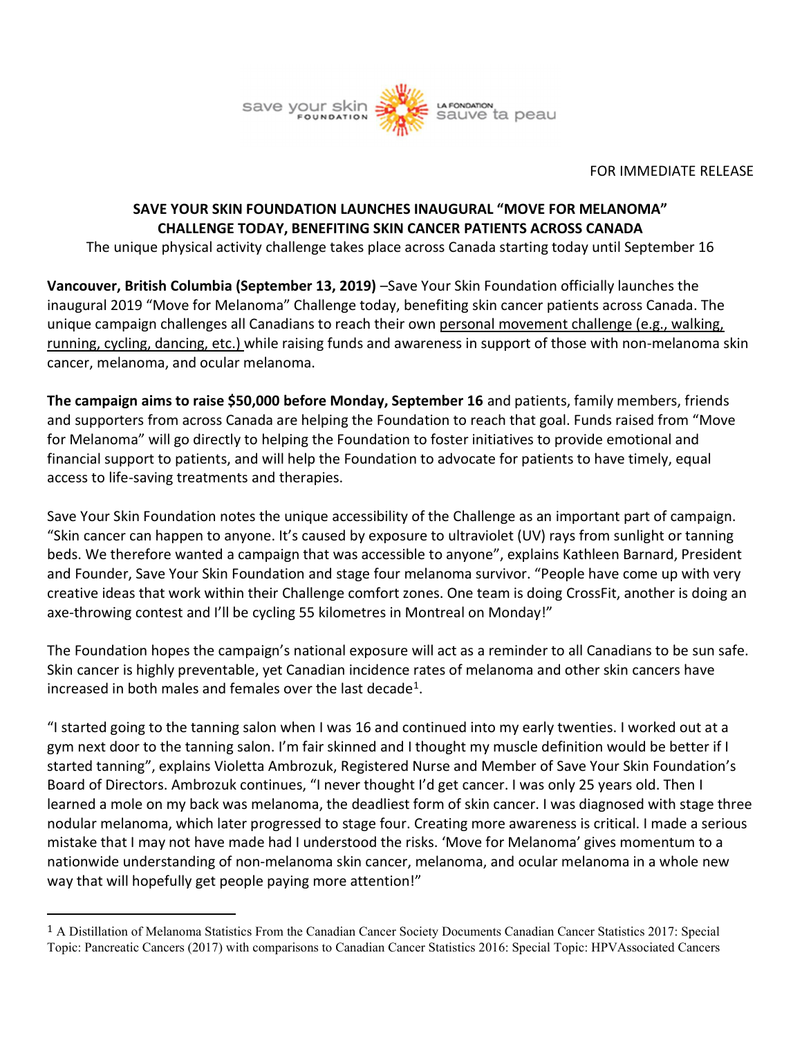save your skin FOUNDATION | LA FONDATION sauve ta peau

FOR IMMEDIATE RELEASE

**SAVE YOUR SKIN FOUNDATION LAUNCHES INAUGURAL "MOVE FOR MELANOMA" CHALLENGE TODAY, BENEFITING SKIN CANCER PATIENTS ACROSS CANADA**

The unique physical activity challenge takes place across Canada starting today until September 16

**Vancouver, British Columbia (September 13, 2019)** –Save Your Skin Foundation officially launches the inaugural 2019 "Move for Melanoma" Challenge today, benefiting skin cancer patients across Canada. The unique campaign challenges all Canadians to reach their own personal movement challenge (e.g., walking, running, cycling, dancing, etc.) while raising funds and awareness in support of those with non-melanoma skin cancer, melanoma, and ocular melanoma.

**The campaign aims to raise $50,000 before Monday, September 16** and patients, family members, friends and supporters from across Canada are helping the Foundation to reach that goal. Funds raised from "Move for Melanoma" will go directly to helping the Foundation to foster initiatives to provide emotional and financial support to patients, and will help the Foundation to advocate for patients to have timely, equal access to life-saving treatments and therapies.

Save Your Skin Foundation notes the unique accessibility of the Challenge as an important part of campaign. "Skin cancer can happen to anyone. It's caused by exposure to ultraviolet (UV) rays from sunlight or tanning beds. We therefore wanted a campaign that was accessible to anyone", explains Kathleen Barnard, President and Founder, Save Your Skin Foundation and stage four melanoma survivor. "People have come up with very creative ideas that work within their Challenge comfort zones. One team is doing CrossFit, another is doing an axe-throwing contest and I'll be cycling 55 kilometres in Montreal on Monday!"

The Foundation hopes the campaign's national exposure will act as a reminder to all Canadians to be sun safe. Skin cancer is highly preventable, yet Canadian incidence rates of melanoma and other skin cancers have increased in both males and females over the last decade[1].

"I started going to the tanning salon when I was 16 and continued into my early twenties. I worked out at a gym next door to the tanning salon. I'm fair skinned and I thought my muscle definition would be better if I started tanning", explains Violetta Ambrozuk, Registered Nurse and Member of Save Your Skin Foundation's Board of Directors. Ambrozuk continues, "I never thought I'd get cancer. I was only 25 years old. Then I learned a mole on my back was melanoma, the deadliest form of skin cancer. I was diagnosed with stage three nodular melanoma, which later progressed to stage four. Creating more awareness is critical. I made a serious mistake that I may not have made had I understood the risks. 'Move for Melanoma' gives momentum to a nationwide understanding of non-melanoma skin cancer, melanoma, and ocular melanoma in a whole new way that will hopefully get people paying more attention!"

---

[1] A Distillation of Melanoma Statistics From the Canadian Cancer Society Documents Canadian Cancer Statistics 2017: Special Topic: Pancreatic Cancers (2017) with comparisons to Canadian Cancer Statistics 2016: Special Topic: HPVAssociated Cancers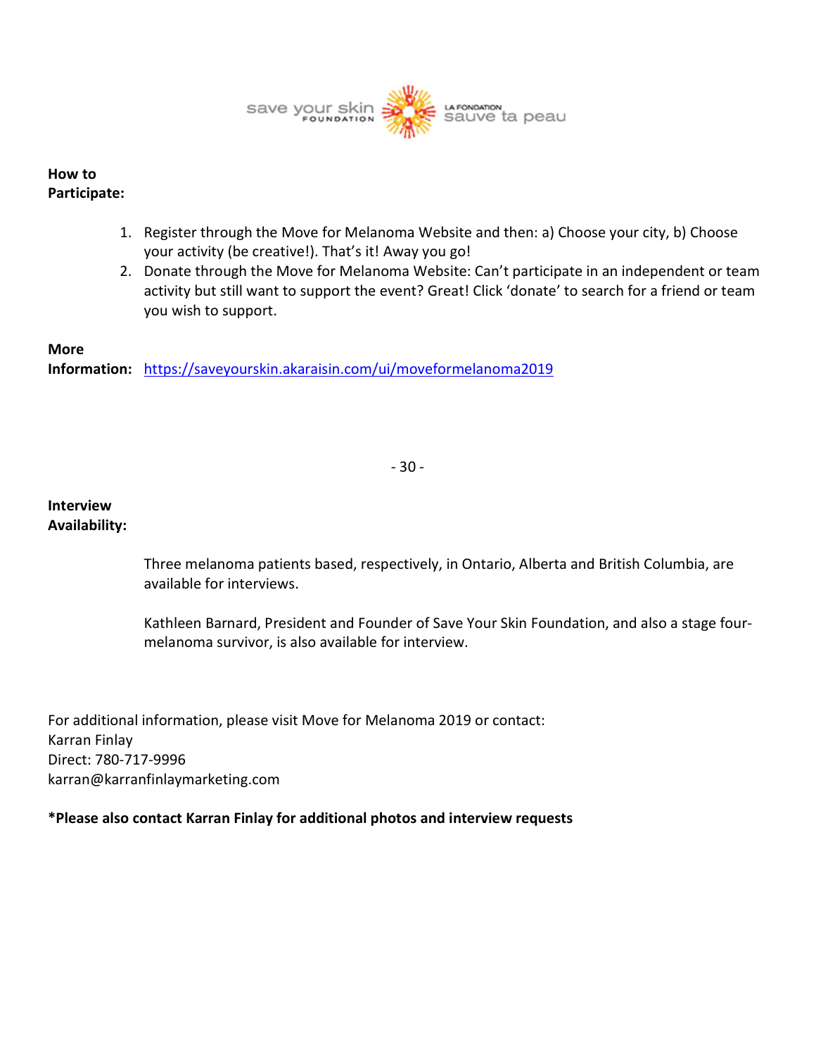**How to Participate:**

1. Register through the Move for Melanoma Website and then: a) Choose your city, b) Choose your activity (be creative!). That's it! Away you go!
2. Donate through the Move for Melanoma Website: Can't participate in an independent or team activity but still want to support the event? Great! Click 'donate' to search for a friend or team you wish to support.

**More Information:** [https://saveyourskin.akaraisin.com/ui/moveformelanoma2019](https://saveyourskin.akaraisin.com/ui/moveformelanoma2019)

- 30 -

**Interview Availability:**

Three melanoma patients based, respectively, in Ontario, Alberta and British Columbia, are available for interviews.

Kathleen Barnard, President and Founder of Save Your Skin Foundation, and also a stage four-melanoma survivor, is also available for interview.

For additional information, please visit Move for Melanoma 2019 or contact:
Karran Finlay
Direct: 780-717-9996
karran@karranfinlaymarketing.com

**\*Please also contact Karran Finlay for additional photos and interview requests**